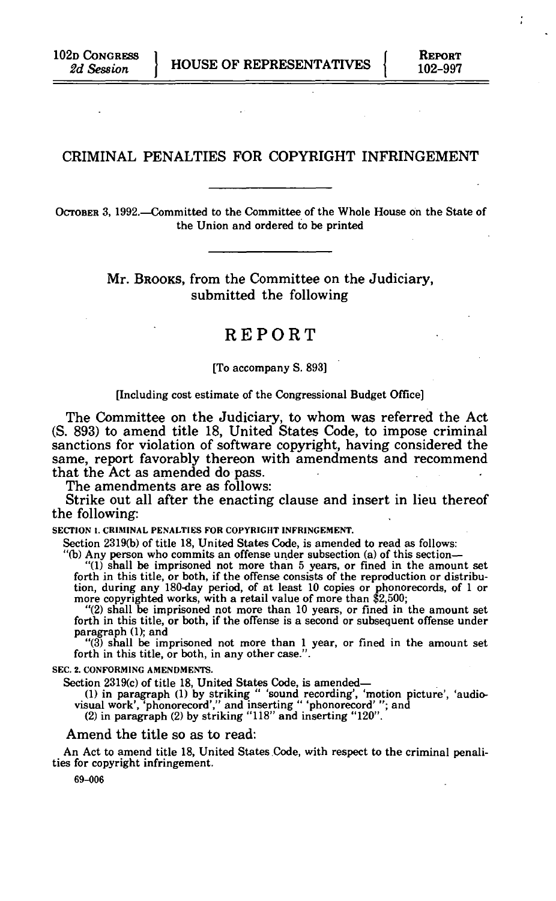102D CONGRESS
*2d Session*

HOUSE OF REPRESENTATIVES

REPORT
102-997

# CRIMINAL PENALTIES FOR COPYRIGHT INFRINGEMENT

OCTOBER 3, 1992.—Committed to the Committee of the Whole House on the State of the Union and ordered to be printed

Mr. BROOKS, from the Committee on the Judiciary, submitted the following

## REPORT

[To accompany S. 893]

[Including cost estimate of the Congressional Budget Office]

The Committee on the Judiciary, to whom was referred the Act (S. 893) to amend title 18, United States Code, to impose criminal sanctions for violation of software copyright, having considered the same, report favorably thereon with amendments and recommend that the Act as amended do pass.

The amendments are as follows:

Strike out all after the enacting clause and insert in lieu thereof the following:

**SECTION 1. CRIMINAL PENALTIES FOR COPYRIGHT INFRINGEMENT.**

Section 2319(b) of title 18, United States Code, is amended to read as follows:

"(b) Any person who commits an offense under subsection (a) of this section—

"(1) shall be imprisoned not more than 5 years, or fined in the amount set forth in this title, or both, if the offense consists of the reproduction or distribution, during any 180-day period, of at least 10 copies or phonorecords, of 1 or more copyrighted works, with a retail value of more than $2,500;

"(2) shall be imprisoned not more than 10 years, or fined in the amount set forth in this title, or both, if the offense is a second or subsequent offense under paragraph (1); and

"(3) shall be imprisoned not more than 1 year, or fined in the amount set forth in this title, or both, in any other case.".

**SEC. 2. CONFORMING AMENDMENTS.**

Section 2319(c) of title 18, United States Code, is amended—

(1) in paragraph (1) by striking " 'sound recording', 'motion picture', 'audiovisual work', 'phonorecord'," and inserting " 'phonorecord' "; and

(2) in paragraph (2) by striking "118" and inserting "120".

Amend the title so as to read:

An Act to amend title 18, United States Code, with respect to the criminal penalities for copyright infringement.

69-006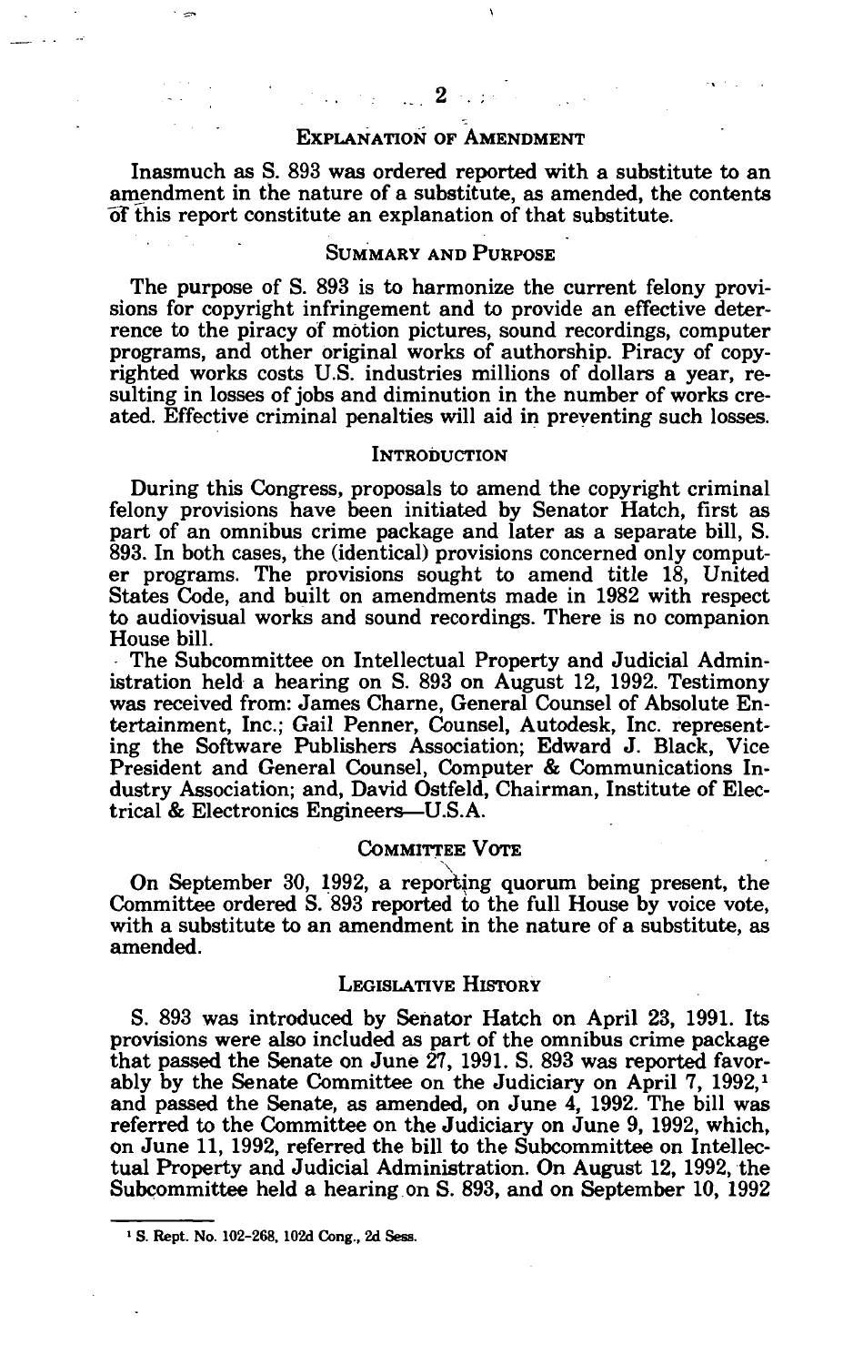## Explanation of Amendment

Inasmuch as S. 893 was ordered reported with a substitute to an amendment in the nature of a substitute, as amended, the contents of this report constitute an explanation of that substitute.

## Summary and Purpose

The purpose of S. 893 is to harmonize the current felony provisions for copyright infringement and to provide an effective deterrence to the piracy of motion pictures, sound recordings, computer programs, and other original works of authorship. Piracy of copyrighted works costs U.S. industries millions of dollars a year, resulting in losses of jobs and diminution in the number of works created. Effective criminal penalties will aid in preventing such losses.

## Introduction

During this Congress, proposals to amend the copyright criminal felony provisions have been initiated by Senator Hatch, first as part of an omnibus crime package and later as a separate bill, S. 893. In both cases, the (identical) provisions concerned only computer programs. The provisions sought to amend title 18, United States Code, and built on amendments made in 1982 with respect to audiovisual works and sound recordings. There is no companion House bill.

The Subcommittee on Intellectual Property and Judicial Administration held a hearing on S. 893 on August 12, 1992. Testimony was received from: James Charne, General Counsel of Absolute Entertainment, Inc.; Gail Penner, Counsel, Autodesk, Inc. representing the Software Publishers Association; Edward J. Black, Vice President and General Counsel, Computer & Communications Industry Association; and, David Ostfeld, Chairman, Institute of Electrical & Electronics Engineers—U.S.A.

## Committee Vote

On September 30, 1992, a reporting quorum being present, the Committee ordered S. 893 reported to the full House by voice vote, with a substitute to an amendment in the nature of a substitute, as amended.

## Legislative History

S. 893 was introduced by Senator Hatch on April 23, 1991. Its provisions were also included as part of the omnibus crime package that passed the Senate on June 27, 1991. S. 893 was reported favorably by the Senate Committee on the Judiciary on April 7, 1992,[1] and passed the Senate, as amended, on June 4, 1992. The bill was referred to the Committee on the Judiciary on June 9, 1992, which, on June 11, 1992, referred the bill to the Subcommittee on Intellectual Property and Judicial Administration. On August 12, 1992, the Subcommittee held a hearing on S. 893, and on September 10, 1992

---

[1] S. Rept. No. 102-268, 102d Cong., 2d Sess.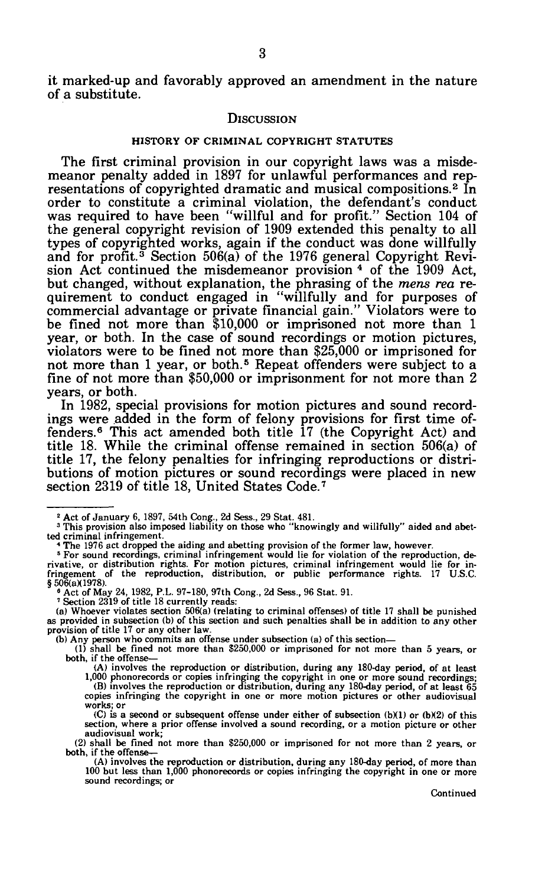it marked-up and favorably approved an amendment in the nature of a substitute.

## DISCUSSION

### HISTORY OF CRIMINAL COPYRIGHT STATUTES

The first criminal provision in our copyright laws was a misdemeanor penalty added in 1897 for unlawful performances and representations of copyrighted dramatic and musical compositions.[2] In order to constitute a criminal violation, the defendant's conduct was required to have been "willful and for profit." Section 104 of the general copyright revision of 1909 extended this penalty to all types of copyrighted works, again if the conduct was done willfully and for profit.[3] Section 506(a) of the 1976 general Copyright Revision Act continued the misdemeanor provision [4] of the 1909 Act, but changed, without explanation, the phrasing of the *mens rea* requirement to conduct engaged in "willfully and for purposes of commercial advantage or private financial gain." Violators were to be fined not more than $10,000 or imprisoned not more than 1 year, or both. In the case of sound recordings or motion pictures, violators were to be fined not more than $25,000 or imprisoned for not more than 1 year, or both.[5] Repeat offenders were subject to a fine of not more than $50,000 or imprisonment for not more than 2 years, or both.

In 1982, special provisions for motion pictures and sound recordings were added in the form of felony provisions for first time offenders.[6] This act amended both title 17 (the Copyright Act) and title 18. While the criminal offense remained in section 506(a) of title 17, the felony penalties for infringing reproductions or distributions of motion pictures or sound recordings were placed in new section 2319 of title 18, United States Code.[7]

---

[2] Act of January 6, 1897, 54th Cong., 2d Sess., 29 Stat. 481.

[3] This provision also imposed liability on those who "knowingly and willfully" aided and abetted criminal infringement.

[4] The 1976 act dropped the aiding and abetting provision of the former law, however.

[5] For sound recordings, criminal infringement would lie for violation of the reproduction, derivative, or distribution rights. For motion pictures, criminal infringement would lie for infringement of the reproduction, distribution, or public performance rights. 17 U.S.C. § 506(a)(1978).

[6] Act of May 24, 1982, P.L. 97-180, 97th Cong., 2d Sess., 96 Stat. 91.

[7] Section 2319 of title 18 currently reads:

(a) Whoever violates section 506(a) (relating to criminal offenses) of title 17 shall be punished as provided in subsection (b) of this section and such penalties shall be in addition to any other provision of title 17 or any other law.

(b) Any person who commits an offense under subsection (a) of this section—

(1) shall be fined not more than $250,000 or imprisoned for not more than 5 years, or both, if the offense—

(A) involves the reproduction or distribution, during any 180-day period, of at least 1,000 phonorecords or copies infringing the copyright in one or more sound recordings;

(B) involves the reproduction or distribution, during any 180-day period, of at least 65 copies infringing the copyright in one or more motion pictures or other audiovisual works; or

(C) is a second or subsequent offense under either of subsection (b)(1) or (b)(2) of this section, where a prior offense involved a sound recording, or a motion picture or other audiovisual work;

(2) shall be fined not more than $250,000 or imprisoned for not more than 2 years, or both, if the offense—

(A) involves the reproduction or distribution, during any 180-day period, of more than 100 but less than 1,000 phonorecords or copies infringing the copyright in one or more sound recordings; or

Continued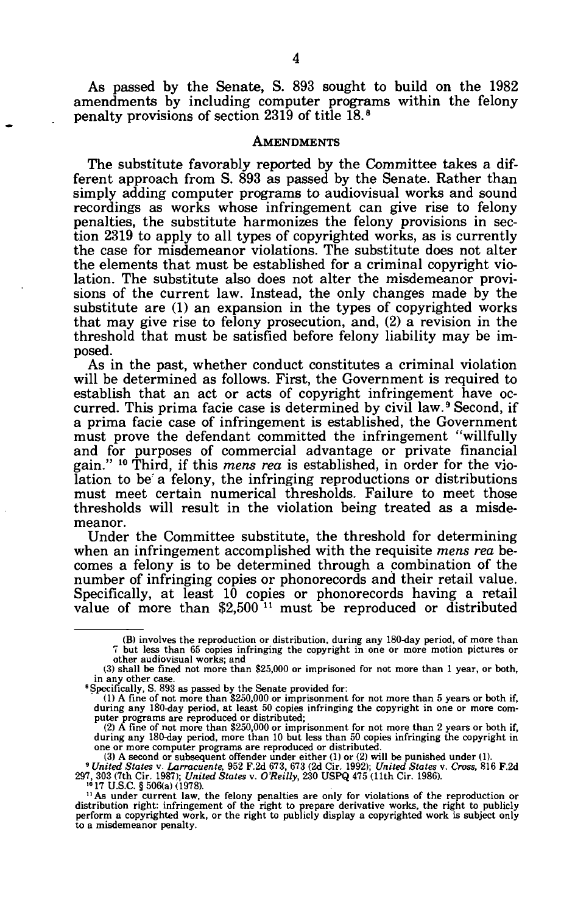As passed by the Senate, S. 893 sought to build on the 1982 amendments by including computer programs within the felony penalty provisions of section 2319 of title 18.[8]

## AMENDMENTS

The substitute favorably reported by the Committee takes a different approach from S. 893 as passed by the Senate. Rather than simply adding computer programs to audiovisual works and sound recordings as works whose infringement can give rise to felony penalties, the substitute harmonizes the felony provisions in section 2319 to apply to all types of copyrighted works, as is currently the case for misdemeanor violations. The substitute does not alter the elements that must be established for a criminal copyright violation. The substitute also does not alter the misdemeanor provisions of the current law. Instead, the only changes made by the substitute are (1) an expansion in the types of copyrighted works that may give rise to felony prosecution, and, (2) a revision in the threshold that must be satisfied before felony liability may be imposed.

As in the past, whether conduct constitutes a criminal violation will be determined as follows. First, the Government is required to establish that an act or acts of copyright infringement have occurred. This prima facie case is determined by civil law.[9] Second, if a prima facie case of infringement is established, the Government must prove the defendant committed the infringement "willfully and for purposes of commercial advantage or private financial gain." [10] Third, if this *mens rea* is established, in order for the violation to be a felony, the infringing reproductions or distributions must meet certain numerical thresholds. Failure to meet those thresholds will result in the violation being treated as a misdemeanor.

Under the Committee substitute, the threshold for determining when an infringement accomplished with the requisite *mens rea* becomes a felony is to be determined through a combination of the number of infringing copies or phonorecords and their retail value. Specifically, at least 10 copies or phonorecords having a retail value of more than $2,500 [11] must be reproduced or distributed

---

(B) involves the reproduction or distribution, during any 180-day period, of more than 7 but less than 65 copies infringing the copyright in one or more motion pictures or other audiovisual works; and

(3) shall be fined not more than $25,000 or imprisoned for not more than 1 year, or both, in any other case.

[8] Specifically, S. 893 as passed by the Senate provided for:

(1) A fine of not more than $250,000 or imprisonment for not more than 5 years or both if, during any 180-day period, at least 50 copies infringing the copyright in one or more computer programs are reproduced or distributed;

(2) A fine of not more than $250,000 or imprisonment for not more than 2 years or both if, during any 180-day period, more than 10 but less than 50 copies infringing the copyright in one or more computer programs are reproduced or distributed.

(3) A second or subsequent offender under either (1) or (2) will be punished under (1).

[9] *United States* v. *Larracuente*, 952 F.2d 673, 673 (2d Cir. 1992); *United States* v. *Cross*, 816 F.2d 297, 303 (7th Cir. 1987); *United States* v. *O'Reilly*, 230 USPQ 475 (11th Cir. 1986).

[10] 17 U.S.C. § 506(a) (1978).

[11] As under current law, the felony penalties are only for violations of the reproduction or distribution right: infringement of the right to prepare derivative works, the right to publicly perform a copyrighted work, or the right to publicly display a copyrighted work is subject only to a misdemeanor penalty.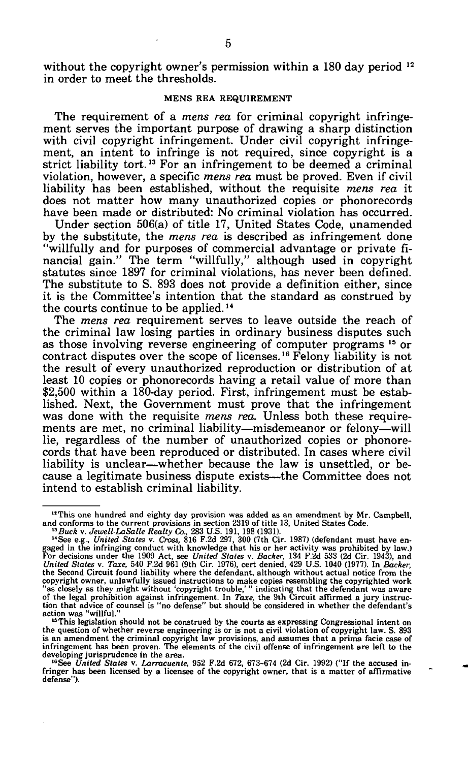without the copyright owner's permission within a 180 day period [12] in order to meet the thresholds.

## MENS REA REQUIREMENT

The requirement of a *mens rea* for criminal copyright infringement serves the important purpose of drawing a sharp distinction with civil copyright infringement. Under civil copyright infringement, an intent to infringe is not required, since copyright is a strict liability tort.[13] For an infringement to be deemed a criminal violation, however, a specific *mens rea* must be proved. Even if civil liability has been established, without the requisite *mens rea* it does not matter how many unauthorized copies or phonorecords have been made or distributed: No criminal violation has occurred.

Under section 506(a) of title 17, United States Code, unamended by the substitute, the *mens rea* is described as infringement done "willfully and for purposes of commercial advantage or private financial gain." The term "willfully," although used in copyright statutes since 1897 for criminal violations, has never been defined. The substitute to S. 893 does not provide a definition either, since it is the Committee's intention that the standard as construed by the courts continue to be applied.[14]

The *mens rea* requirement serves to leave outside the reach of the criminal law losing parties in ordinary business disputes such as those involving reverse engineering of computer programs [15] or contract disputes over the scope of licenses.[16] Felony liability is not the result of every unauthorized reproduction or distribution of at least 10 copies or phonorecords having a retail value of more than $2,500 within a 180-day period. First, infringement must be established. Next, the Government must prove that the infringement was done with the requisite *mens rea*. Unless both these requirements are met, no criminal liability—misdemeanor or felony—will lie, regardless of the number of unauthorized copies or phonorecords that have been reproduced or distributed. In cases where civil liability is unclear—whether because the law is unsettled, or because a legitimate business dispute exists—the Committee does not intend to establish criminal liability.

---

[12] This one hundred and eighty day provision was added as an amendment by Mr. Campbell, and conforms to the current provisions in section 2319 of title 18, United States Code.

[13] *Buck* v. *Jewell-LaSalle Realty Co.*, 283 U.S. 191, 198 (1931).

[14] See e.g., *United States* v. *Cross*, 816 F.2d 297, 300 (7th Cir. 1987) (defendant must have engaged in the infringing conduct with knowledge that his or her activity was prohibited by law.) For decisions under the 1909 Act, see *United States* v. *Backer*, 134 F.2d 533 (2d Cir. 1943), and *United States* v. *Taxe*, 540 F.2d 961 (9th Cir. 1976), cert denied, 429 U.S. 1040 (1977). In *Backer*, the Second Circuit found liability where the defendant, although without actual notice from the copyright owner, unlawfully issued instructions to make copies resembling the copyrighted work "as closely as they might without 'copyright trouble,'" indicating that the defendant was aware of the legal prohibition against infringement. In *Taxe*, the 9th Circuit affirmed a jury instruction that advice of counsel is "no defense" but should be considered in whether the defendant's action was "willful."

[15] This legislation should not be construed by the courts as expressing Congressional intent on the question of whether reverse engineering is or is not a civil violation of copyright law. S. 893 is an amendment the criminal copyright law provisions, and assumes that a prima facie case of infringement has been proven. The elements of the civil offense of infringement are left to the developing jurisprudence in the area.

[16] See *United States* v. *Larracuente*, 952 F.2d 672, 673-674 (2d Cir. 1992) ("If the accused infringer has been licensed by a licensee of the copyright owner, that is a matter of affirmative defense").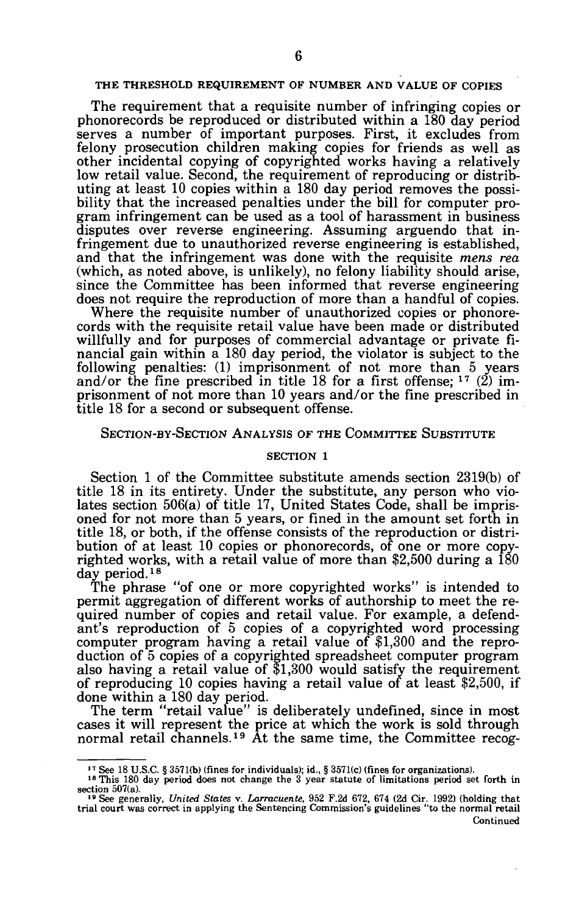## THE THRESHOLD REQUIREMENT OF NUMBER AND VALUE OF COPIES

The requirement that a requisite number of infringing copies or phonorecords be reproduced or distributed within a 180 day period serves a number of important purposes. First, it excludes from felony prosecution children making copies for friends as well as other incidental copying of copyrighted works having a relatively low retail value. Second, the requirement of reproducing or distributing at least 10 copies within a 180 day period removes the possibility that the increased penalties under the bill for computer program infringement can be used as a tool of harassment in business disputes over reverse engineering. Assuming arguendo that infringement due to unauthorized reverse engineering is established, and that the infringement was done with the requisite *mens rea* (which, as noted above, is unlikely), no felony liability should arise, since the Committee has been informed that reverse engineering does not require the reproduction of more than a handful of copies.

Where the requisite number of unauthorized copies or phonorecords with the requisite retail value have been made or distributed willfully and for purposes of commercial advantage or private financial gain within a 180 day period, the violator is subject to the following penalties: (1) imprisonment of not more than 5 years and/or the fine prescribed in title 18 for a first offense; [17] (2) imprisonment of not more than 10 years and/or the fine prescribed in title 18 for a second or subsequent offense.

## SECTION-BY-SECTION ANALYSIS OF THE COMMITTEE SUBSTITUTE

### SECTION 1

Section 1 of the Committee substitute amends section 2319(b) of title 18 in its entirety. Under the substitute, any person who violates section 506(a) of title 17, United States Code, shall be imprisoned for not more than 5 years, or fined in the amount set forth in title 18, or both, if the offense consists of the reproduction or distribution of at least 10 copies or phonorecords, of one or more copyrighted works, with a retail value of more than $2,500 during a 180 day period.[18]

The phrase "of one or more copyrighted works" is intended to permit aggregation of different works of authorship to meet the required number of copies and retail value. For example, a defendant's reproduction of 5 copies of a copyrighted word processing computer program having a retail value of $1,300 and the reproduction of 5 copies of a copyrighted spreadsheet computer program also having a retail value of $1,300 would satisfy the requirement of reproducing 10 copies having a retail value of at least $2,500, if done within a 180 day period.

The term "retail value" is deliberately undefined, since in most cases it will represent the price at which the work is sold through normal retail channels.[19] At the same time, the Committee recog-

---

[17] See 18 U.S.C. § 3571(b) (fines for individuals); id., § 3571(c) (fines for organizations).

[18] This 180 day period does not change the 3 year statute of limitations period set forth in section 507(a).

[19] See generally, *United States* v. *Larracuente*, 952 F.2d 672, 674 (2d Cir. 1992) (holding that trial court was correct in applying the Sentencing Commission's guidelines "to the normal retail

Continued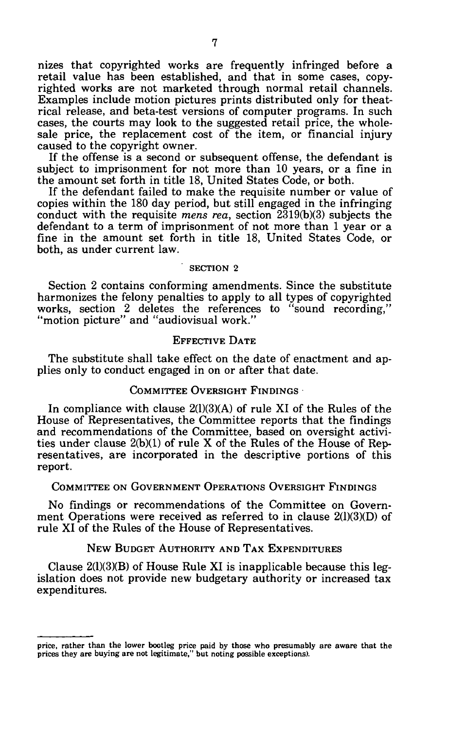nizes that copyrighted works are frequently infringed before a retail value has been established, and that in some cases, copyrighted works are not marketed through normal retail channels. Examples include motion pictures prints distributed only for theatrical release, and beta-test versions of computer programs. In such cases, the courts may look to the suggested retail price, the wholesale price, the replacement cost of the item, or financial injury caused to the copyright owner.

If the offense is a second or subsequent offense, the defendant is subject to imprisonment for not more than 10 years, or a fine in the amount set forth in title 18, United States Code, or both.

If the defendant failed to make the requisite number or value of copies within the 180 day period, but still engaged in the infringing conduct with the requisite *mens rea*, section 2319(b)(3) subjects the defendant to a term of imprisonment of not more than 1 year or a fine in the amount set forth in title 18, United States Code, or both, as under current law.

## SECTION 2

Section 2 contains conforming amendments. Since the substitute harmonizes the felony penalties to apply to all types of copyrighted works, section 2 deletes the references to "sound recording," "motion picture" and "audiovisual work."

## EFFECTIVE DATE

The substitute shall take effect on the date of enactment and applies only to conduct engaged in on or after that date.

## COMMITTEE OVERSIGHT FINDINGS

In compliance with clause 2(l)(3)(A) of rule XI of the Rules of the House of Representatives, the Committee reports that the findings and recommendations of the Committee, based on oversight activities under clause 2(b)(1) of rule X of the Rules of the House of Representatives, are incorporated in the descriptive portions of this report.

## COMMITTEE ON GOVERNMENT OPERATIONS OVERSIGHT FINDINGS

No findings or recommendations of the Committee on Government Operations were received as referred to in clause 2(l)(3)(D) of rule XI of the Rules of the House of Representatives.

## NEW BUDGET AUTHORITY AND TAX EXPENDITURES

Clause 2(l)(3)(B) of House Rule XI is inapplicable because this legislation does not provide new budgetary authority or increased tax expenditures.

---

price, rather than the lower bootleg price paid by those who presumably are aware that the prices they are buying are not legitimate," but noting possible exceptions).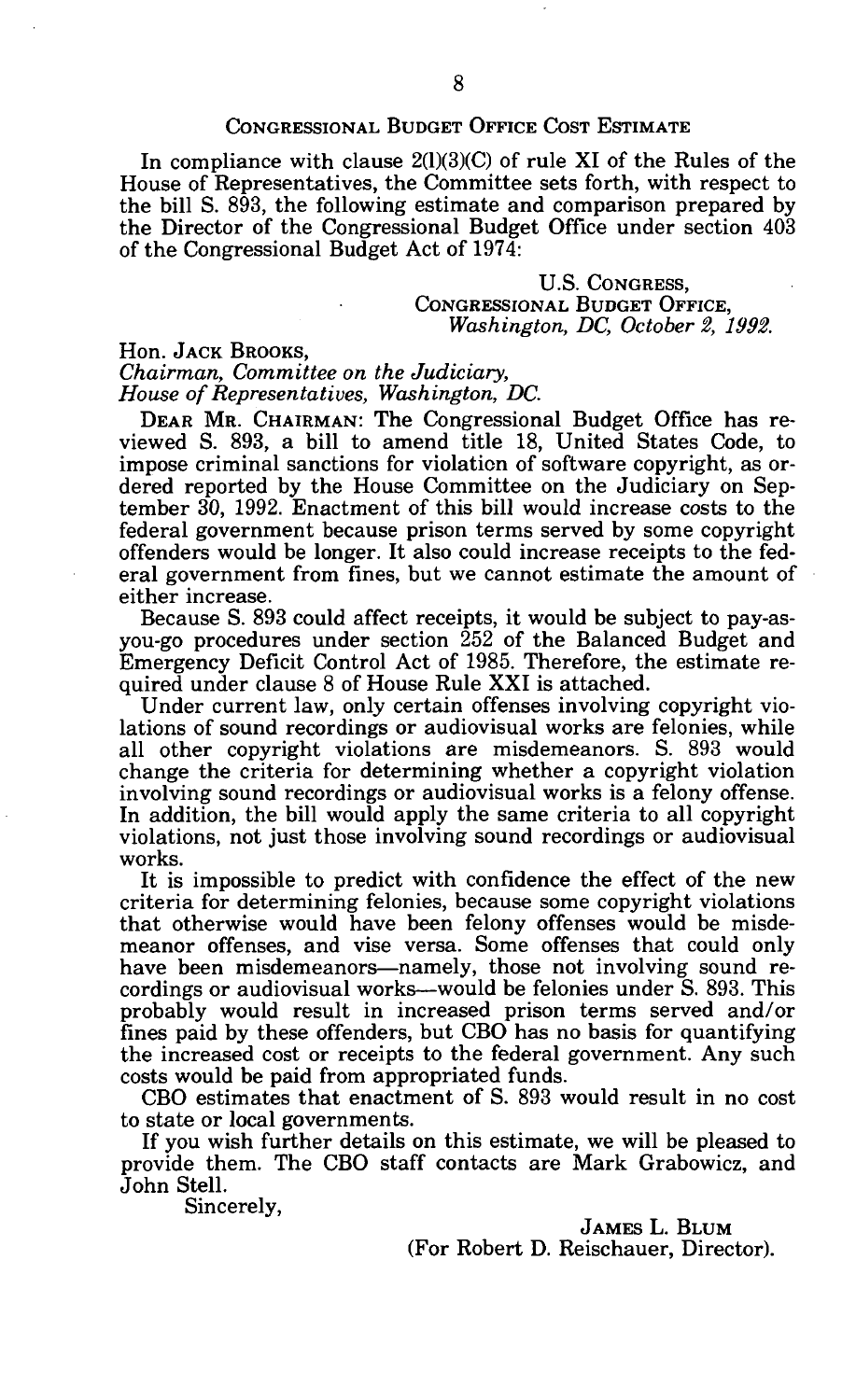## CONGRESSIONAL BUDGET OFFICE COST ESTIMATE

In compliance with clause 2(l)(3)(C) of rule XI of the Rules of the House of Representatives, the Committee sets forth, with respect to the bill S. 893, the following estimate and comparison prepared by the Director of the Congressional Budget Office under section 403 of the Congressional Budget Act of 1974:

U.S. CONGRESS,
CONGRESSIONAL BUDGET OFFICE,
*Washington, DC, October 2, 1992.*

Hon. JACK BROOKS,
*Chairman, Committee on the Judiciary,*
*House of Representatives, Washington, DC.*

DEAR MR. CHAIRMAN: The Congressional Budget Office has reviewed S. 893, a bill to amend title 18, United States Code, to impose criminal sanctions for violation of software copyright, as ordered reported by the House Committee on the Judiciary on September 30, 1992. Enactment of this bill would increase costs to the federal government because prison terms served by some copyright offenders would be longer. It also could increase receipts to the federal government from fines, but we cannot estimate the amount of either increase.

Because S. 893 could affect receipts, it would be subject to pay-as-you-go procedures under section 252 of the Balanced Budget and Emergency Deficit Control Act of 1985. Therefore, the estimate required under clause 8 of House Rule XXI is attached.

Under current law, only certain offenses involving copyright violations of sound recordings or audiovisual works are felonies, while all other copyright violations are misdemeanors. S. 893 would change the criteria for determining whether a copyright violation involving sound recordings or audiovisual works is a felony offense. In addition, the bill would apply the same criteria to all copyright violations, not just those involving sound recordings or audiovisual works.

It is impossible to predict with confidence the effect of the new criteria for determining felonies, because some copyright violations that otherwise would have been felony offenses would be misdemeanor offenses, and vise versa. Some offenses that could only have been misdemeanors—namely, those not involving sound recordings or audiovisual works—would be felonies under S. 893. This probably would result in increased prison terms served and/or fines paid by these offenders, but CBO has no basis for quantifying the increased cost or receipts to the federal government. Any such costs would be paid from appropriated funds.

CBO estimates that enactment of S. 893 would result in no cost to state or local governments.

If you wish further details on this estimate, we will be pleased to provide them. The CBO staff contacts are Mark Grabowicz, and John Stell.

Sincerely,

JAMES L. BLUM
(For Robert D. Reischauer, Director).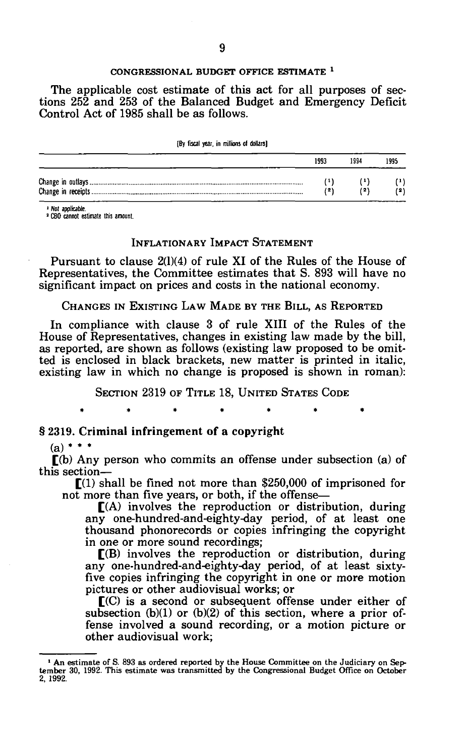## CONGRESSIONAL BUDGET OFFICE ESTIMATE [1]

The applicable cost estimate of this act for all purposes of sections 252 and 253 of the Balanced Budget and Emergency Deficit Control Act of 1985 shall be as follows.

[By fiscal year, in millions of dollars]

| | 1993 | 1994 | 1995 |
|---|---|---|---|
| Change in outlays | (1) | (1) | (1) |
| Change in receipts | (2) | (2) | (2) |

[1] Not applicable.
[2] CBO cannot estimate this amount.

## INFLATIONARY IMPACT STATEMENT

Pursuant to clause 2(l)(4) of rule XI of the Rules of the House of Representatives, the Committee estimates that S. 893 will have no significant impact on prices and costs in the national economy.

## CHANGES IN EXISTING LAW MADE BY THE BILL, AS REPORTED

In compliance with clause 3 of rule XIII of the Rules of the House of Representatives, changes in existing law made by the bill, as reported, are shown as follows (existing law proposed to be omitted is enclosed in black brackets, new matter is printed in italic, existing law in which no change is proposed is shown in roman):

SECTION 2319 OF TITLE 18, UNITED STATES CODE

\* \* \* \* \* \* \*

### § 2319. Criminal infringement of a copyright

(a) \* \* \*

[(b) Any person who commits an offense under subsection (a) of this section—

[(1) shall be fined not more than $250,000 of imprisoned for not more than five years, or both, if the offense—

[(A) involves the reproduction or distribution, during any one-hundred-and-eighty-day period, of at least one thousand phonorecords or copies infringing the copyright in one or more sound recordings;

[(B) involves the reproduction or distribution, during any one-hundred-and-eighty-day period, of at least sixty-five copies infringing the copyright in one or more motion pictures or other audiovisual works; or

[(C) is a second or subsequent offense under either of subsection (b)(1) or (b)(2) of this section, where a prior offense involved a sound recording, or a motion picture or other audiovisual work;

---

[1] An estimate of S. 893 as ordered reported by the House Committee on the Judiciary on September 30, 1992. This estimate was transmitted by the Congressional Budget Office on October 2, 1992.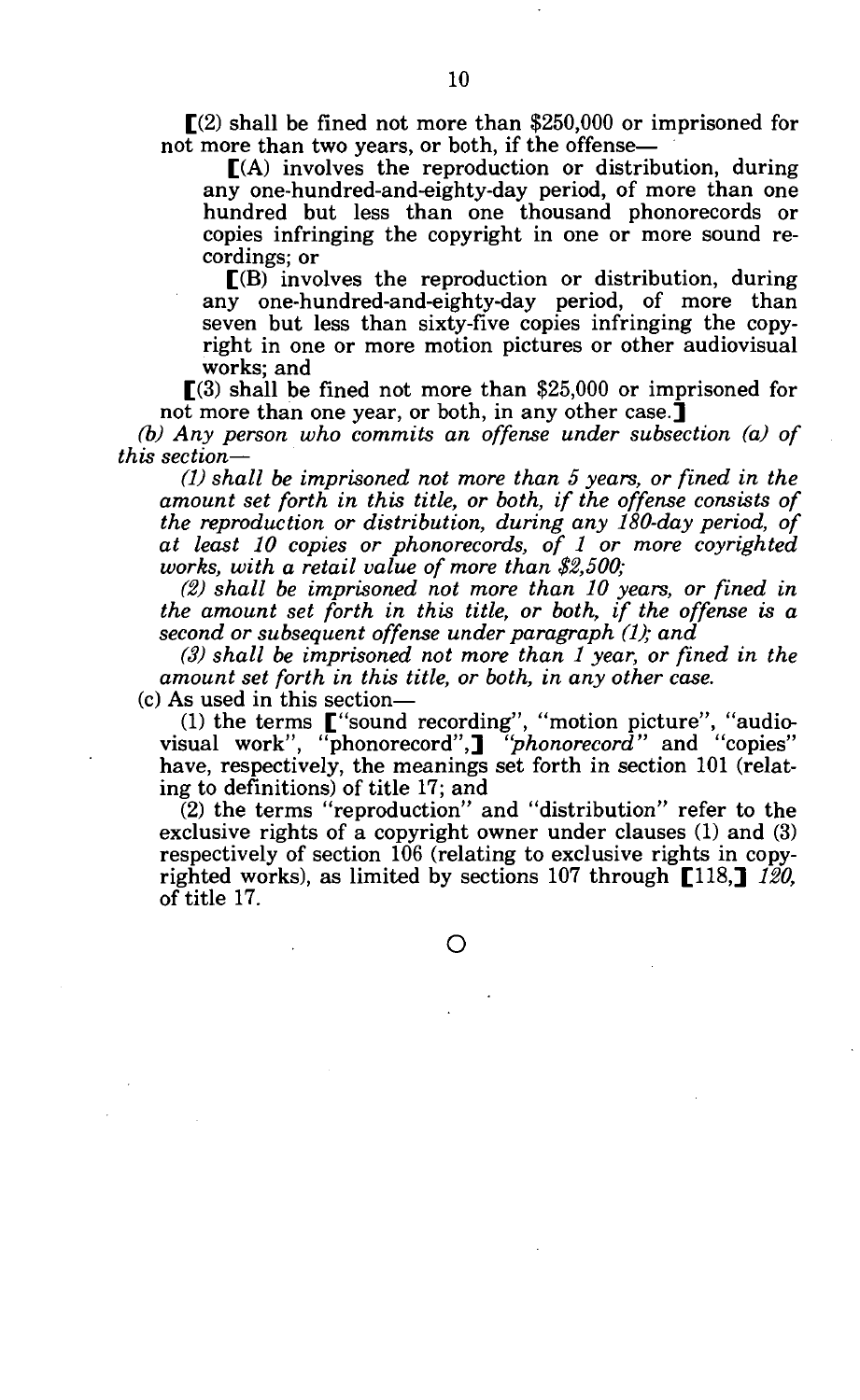[(2) shall be fined not more than $250,000 or imprisoned for not more than two years, or both, if the offense—

[(A) involves the reproduction or distribution, during any one-hundred-and-eighty-day period, of more than one hundred but less than one thousand phonorecords or copies infringing the copyright in one or more sound recordings; or

[(B) involves the reproduction or distribution, during any one-hundred-and-eighty-day period, of more than seven but less than sixty-five copies infringing the copyright in one or more motion pictures or other audiovisual works; and

[(3) shall be fined not more than $25,000 or imprisoned for not more than one year, or both, in any other case.]

*(b) Any person who commits an offense under subsection (a) of this section—*

*(1) shall be imprisoned not more than 5 years, or fined in the amount set forth in this title, or both, if the offense consists of the reproduction or distribution, during any 180-day period, of at least 10 copies or phonorecords, of 1 or more coyrighted works, with a retail value of more than $2,500;*

*(2) shall be imprisoned not more than 10 years, or fined in the amount set forth in this title, or both, if the offense is a second or subsequent offense under paragraph (1); and*

*(3) shall be imprisoned not more than 1 year, or fined in the amount set forth in this title, or both, in any other case.*

(c) As used in this section—

(1) the terms ["sound recording", "motion picture", "audiovisual work", "phonorecord",] *"phonorecord"* and "copies" have, respectively, the meanings set forth in section 101 (relating to definitions) of title 17; and

(2) the terms "reproduction" and "distribution" refer to the exclusive rights of a copyright owner under clauses (1) and (3) respectively of section 106 (relating to exclusive rights in copyrighted works), as limited by sections 107 through [118,] *120,* of title 17.

O